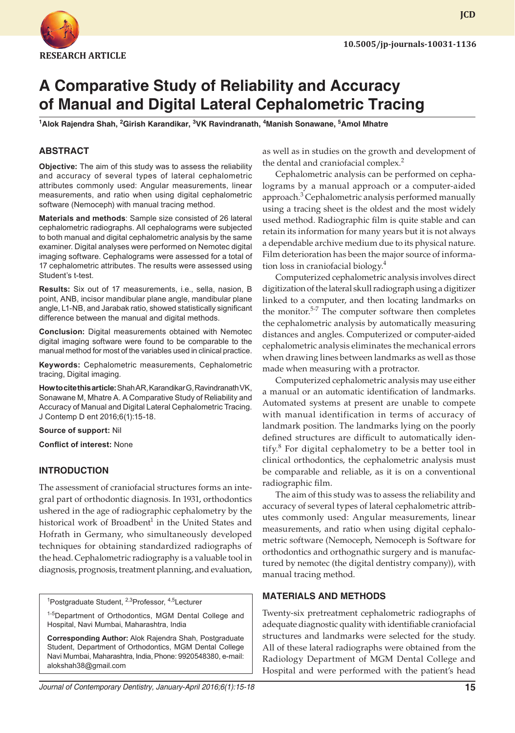RESEARCH ARTICLE

# A Comparative Study of Reliability and Accuracy of Manual and Digital Lateral Cephalometric Tracing

[1]Alok Rajendra Shah, [2]Girish Karandikar, [3]VK Ravindranath, [4]Manish Sonawane, [5]Amol Mhatre

## ABSTRACT

**Objective:** The aim of this study was to assess the reliability and accuracy of several types of lateral cephalometric attributes commonly used: Angular measurements, linear measurements, and ratio when using digital cephalometric software (Nemoceph) with manual tracing method.

**Materials and methods**: Sample size consisted of 26 lateral cephalometric radiographs. All cephalograms were subjected to both manual and digital cephalometric analysis by the same examiner. Digital analyses were performed on Nemotec digital imaging software. Cephalograms were assessed for a total of 17 cephalometric attributes. The results were assessed using Student's t-test.

**Results:** Six out of 17 measurements, i.e., sella, nasion, B point, ANB, incisor mandibular plane angle, mandibular plane angle, L1-NB, and Jarabak ratio, showed statistically significant difference between the manual and digital methods.

**Conclusion:** Digital measurements obtained with Nemotec digital imaging software were found to be comparable to the manual method for most of the variables used in clinical practice.

**Keywords:** Cephalometric measurements, Cephalometric tracing, Digital imaging.

**How to cite this article:** Shah AR, Karandikar G, Ravindranath VK, Sonawane M, Mhatre A. A Comparative Study of Reliability and Accuracy of Manual and Digital Lateral Cephalometric Tracing. J Contemp D ent 2016;6(1):15-18.

**Source of support:** Nil

**Conflict of interest:** None

## INTRODUCTION

The assessment of craniofacial structures forms an integral part of orthodontic diagnosis. In 1931, orthodontics ushered in the age of radiographic cephalometry by the historical work of Broadbent[1] in the United States and Hofrath in Germany, who simultaneously developed techniques for obtaining standardized radiographs of the head. Cephalometric radiography is a valuable tool in diagnosis, prognosis, treatment planning, and evaluation, as well as in studies on the growth and development of the dental and craniofacial complex.[2]

Cephalometric analysis can be performed on cephalograms by a manual approach or a computer-aided approach.[3] Cephalometric analysis performed manually using a tracing sheet is the oldest and the most widely used method. Radiographic film is quite stable and can retain its information for many years but it is not always a dependable archive medium due to its physical nature. Film deterioration has been the major source of information loss in craniofacial biology.[4]

Computerized cephalometric analysis involves direct digitization of the lateral skull radiograph using a digitizer linked to a computer, and then locating landmarks on the monitor.[5-7] The computer software then completes the cephalometric analysis by automatically measuring distances and angles. Computerized or computer-aided cephalometric analysis eliminates the mechanical errors when drawing lines between landmarks as well as those made when measuring with a protractor.

Computerized cephalometric analysis may use either a manual or an automatic identification of landmarks. Automated systems at present are unable to compete with manual identification in terms of accuracy of landmark position. The landmarks lying on the poorly defined structures are difficult to automatically identify.[8] For digital cephalometry to be a better tool in clinical orthodontics, the cephalometric analysis must be comparable and reliable, as it is on a conventional radiographic film.

The aim of this study was to assess the reliability and accuracy of several types of lateral cephalometric attributes commonly used: Angular measurements, linear measurements, and ratio when using digital cephalometric software (Nemoceph, Nemoceph is Software for orthodontics and orthognathic surgery and is manufactured by nemotec (the digital dentistry company)), with manual tracing method.

## MATERIALS AND METHODS

Twenty-six pretreatment cephalometric radiographs of adequate diagnostic quality with identifiable craniofacial structures and landmarks were selected for the study. All of these lateral radiographs were obtained from the Radiology Department of MGM Dental College and Hospital and were performed with the patient's head

---

[1]Postgraduate Student, [2,3]Professor, [4,5]Lecturer

[1-5]Department of Orthodontics, MGM Dental College and Hospital, Navi Mumbai, Maharashtra, India

**Corresponding Author:** Alok Rajendra Shah, Postgraduate Student, Department of Orthodontics, MGM Dental College Navi Mumbai, Maharashtra, India, Phone: 9920548380, e-mail: alokshah38@gmail.com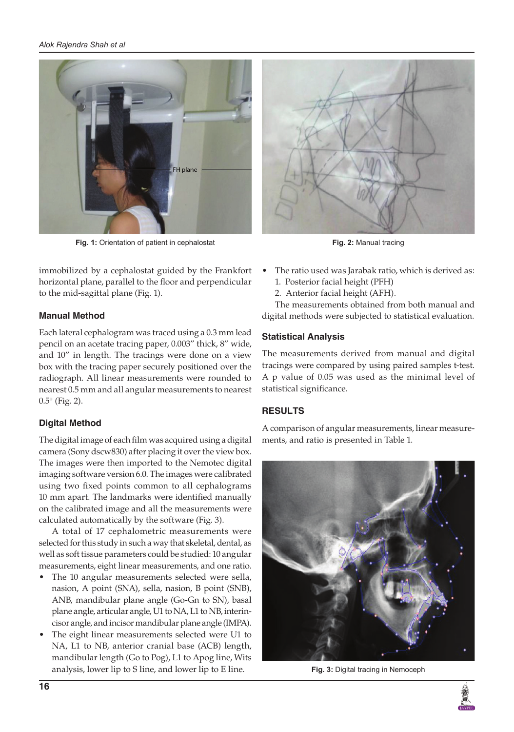Fig. 1: Orientation of patient in cephalostat

Fig. 2: Manual tracing

immobilized by a cephalostat guided by the Frankfort horizontal plane, parallel to the floor and perpendicular to the mid-sagittal plane (Fig. 1).

### Manual Method

Each lateral cephalogram was traced using a 0.3 mm lead pencil on an acetate tracing paper, 0.003″ thick, 8″ wide, and 10″ in length. The tracings were done on a view box with the tracing paper securely positioned over the radiograph. All linear measurements were rounded to nearest 0.5 mm and all angular measurements to nearest 0.5° (Fig. 2).

### Digital Method

The digital image of each film was acquired using a digital camera (Sony dscw830) after placing it over the view box. The images were then imported to the Nemotec digital imaging software version 6.0. The images were calibrated using two fixed points common to all cephalograms 10 mm apart. The landmarks were identified manually on the calibrated image and all the measurements were calculated automatically by the software (Fig. 3).

A total of 17 cephalometric measurements were selected for this study in such a way that skeletal, dental, as well as soft tissue parameters could be studied: 10 angular measurements, eight linear measurements, and one ratio.

- The 10 angular measurements selected were sella, nasion, A point (SNA), sella, nasion, B point (SNB), ANB, mandibular plane angle (Go-Gn to SN), basal plane angle, articular angle, U1 to NA, L1 to NB, interincisor angle, and incisor mandibular plane angle (IMPA).
- The eight linear measurements selected were U1 to NA, L1 to NB, anterior cranial base (ACB) length, mandibular length (Go to Pog), L1 to Apog line, Wits analysis, lower lip to S line, and lower lip to E line.
- The ratio used was Jarabak ratio, which is derived as:
  1. Posterior facial height (PFH)
  2. Anterior facial height (AFH).

The measurements obtained from both manual and digital methods were subjected to statistical evaluation.

### Statistical Analysis

The measurements derived from manual and digital tracings were compared by using paired samples t-test. A p value of 0.05 was used as the minimal level of statistical significance.

## RESULTS

A comparison of angular measurements, linear measurements, and ratio is presented in Table 1.

Fig. 3: Digital tracing in Nemoceph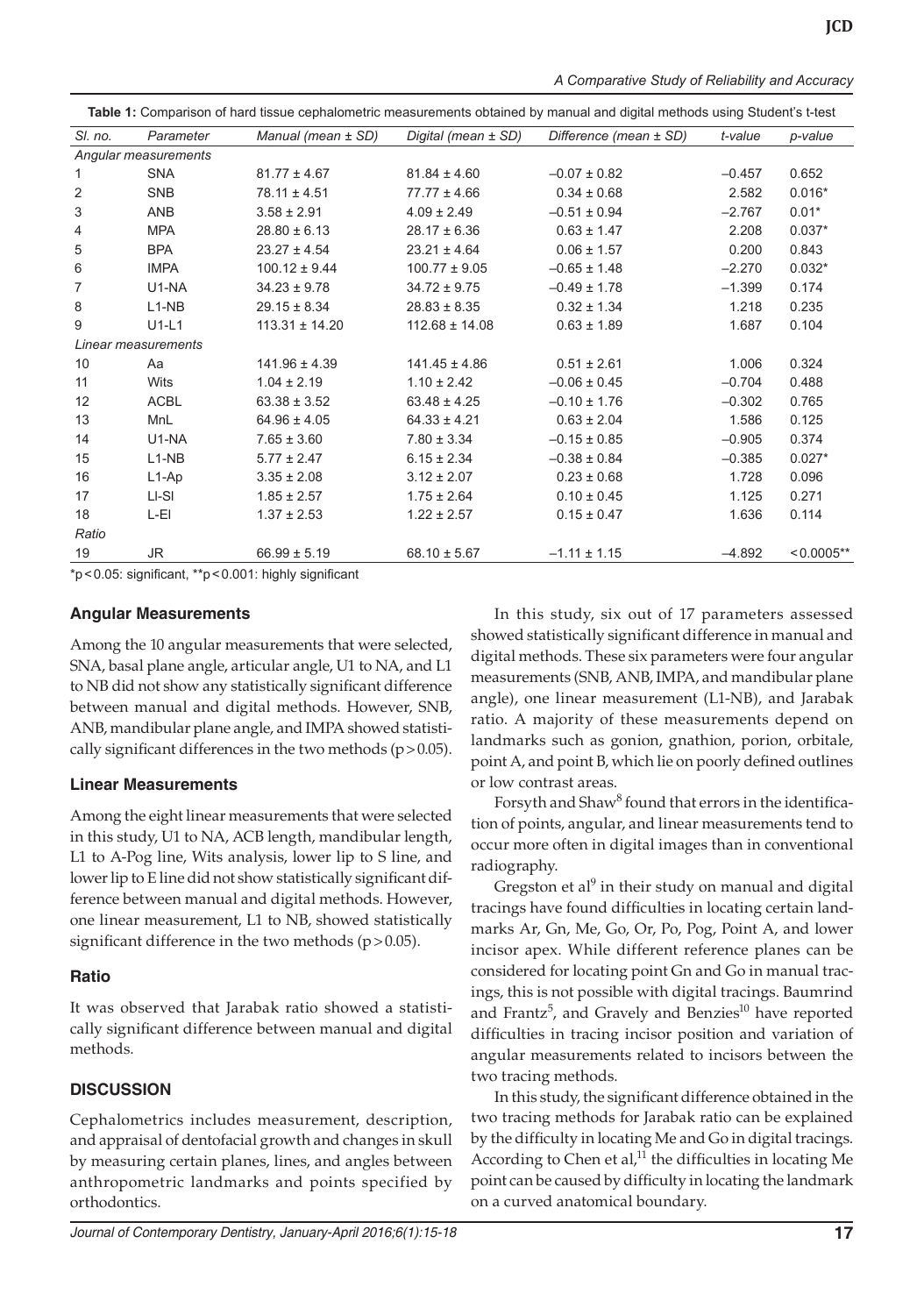**Table 1:** Comparison of hard tissue cephalometric measurements obtained by manual and digital methods using Student's t-test

| Sl. no. | Parameter | Manual (mean ± SD) | Digital (mean ± SD) | Difference (mean ± SD) | t-value | p-value |
|---|---|---|---|---|---|---|
| *Angular measurements* | | | | | | |
| 1 | SNA | 81.77 ± 4.67 | 81.84 ± 4.60 | –0.07 ± 0.82 | –0.457 | 0.652 |
| 2 | SNB | 78.11 ± 4.51 | 77.77 ± 4.66 | 0.34 ± 0.68 | 2.582 | 0.016* |
| 3 | ANB | 3.58 ± 2.91 | 4.09 ± 2.49 | –0.51 ± 0.94 | –2.767 | 0.01* |
| 4 | MPA | 28.80 ± 6.13 | 28.17 ± 6.36 | 0.63 ± 1.47 | 2.208 | 0.037* |
| 5 | BPA | 23.27 ± 4.54 | 23.21 ± 4.64 | 0.06 ± 1.57 | 0.200 | 0.843 |
| 6 | IMPA | 100.12 ± 9.44 | 100.77 ± 9.05 | –0.65 ± 1.48 | –2.270 | 0.032* |
| 7 | U1-NA | 34.23 ± 9.78 | 34.72 ± 9.75 | –0.49 ± 1.78 | –1.399 | 0.174 |
| 8 | L1-NB | 29.15 ± 8.34 | 28.83 ± 8.35 | 0.32 ± 1.34 | 1.218 | 0.235 |
| 9 | U1-L1 | 113.31 ± 14.20 | 112.68 ± 14.08 | 0.63 ± 1.89 | 1.687 | 0.104 |
| *Linear measurements* | | | | | | |
| 10 | Aa | 141.96 ± 4.39 | 141.45 ± 4.86 | 0.51 ± 2.61 | 1.006 | 0.324 |
| 11 | Wits | 1.04 ± 2.19 | 1.10 ± 2.42 | –0.06 ± 0.45 | –0.704 | 0.488 |
| 12 | ACBL | 63.38 ± 3.52 | 63.48 ± 4.25 | –0.10 ± 1.76 | –0.302 | 0.765 |
| 13 | MnL | 64.96 ± 4.05 | 64.33 ± 4.21 | 0.63 ± 2.04 | 1.586 | 0.125 |
| 14 | U1-NA | 7.65 ± 3.60 | 7.80 ± 3.34 | –0.15 ± 0.85 | –0.905 | 0.374 |
| 15 | L1-NB | 5.77 ± 2.47 | 6.15 ± 2.34 | –0.38 ± 0.84 | –0.385 | 0.027* |
| 16 | L1-Ap | 3.35 ± 2.08 | 3.12 ± 2.07 | 0.23 ± 0.68 | 1.728 | 0.096 |
| 17 | LI-SI | 1.85 ± 2.57 | 1.75 ± 2.64 | 0.10 ± 0.45 | 1.125 | 0.271 |
| 18 | L-EI | 1.37 ± 2.53 | 1.22 ± 2.57 | 0.15 ± 0.47 | 1.636 | 0.114 |
| *Ratio* | | | | | | |
| 19 | JR | 66.99 ± 5.19 | 68.10 ± 5.67 | –1.11 ± 1.15 | –4.892 | <0.0005** |

*$p < 0.05$: significant, **$p < 0.001$: highly significant

### Angular Measurements

Among the 10 angular measurements that were selected, SNA, basal plane angle, articular angle, U1 to NA, and L1 to NB did not show any statistically significant difference between manual and digital methods. However, SNB, ANB, mandibular plane angle, and IMPA showed statistically significant differences in the two methods ($p > 0.05$).

### Linear Measurements

Among the eight linear measurements that were selected in this study, U1 to NA, ACB length, mandibular length, L1 to A-Pog line, Wits analysis, lower lip to S line, and lower lip to E line did not show statistically significant difference between manual and digital methods. However, one linear measurement, L1 to NB, showed statistically significant difference in the two methods ($p > 0.05$).

### Ratio

It was observed that Jarabak ratio showed a statistically significant difference between manual and digital methods.

## DISCUSSION

Cephalometrics includes measurement, description, and appraisal of dentofacial growth and changes in skull by measuring certain planes, lines, and angles between anthropometric landmarks and points specified by orthodontics.

In this study, six out of 17 parameters assessed showed statistically significant difference in manual and digital methods. These six parameters were four angular measurements (SNB, ANB, IMPA, and mandibular plane angle), one linear measurement (L1-NB), and Jarabak ratio. A majority of these measurements depend on landmarks such as gonion, gnathion, porion, orbitale, point A, and point B, which lie on poorly defined outlines or low contrast areas.

Forsyth and Shaw[8] found that errors in the identification of points, angular, and linear measurements tend to occur more often in digital images than in conventional radiography.

Gregston et al[9] in their study on manual and digital tracings have found difficulties in locating certain landmarks Ar, Gn, Me, Go, Or, Po, Pog, Point A, and lower incisor apex. While different reference planes can be considered for locating point Gn and Go in manual tracings, this is not possible with digital tracings. Baumrind and Frantz[5], and Gravely and Benzies[10] have reported difficulties in tracing incisor position and variation of angular measurements related to incisors between the two tracing methods.

In this study, the significant difference obtained in the two tracing methods for Jarabak ratio can be explained by the difficulty in locating Me and Go in digital tracings. According to Chen et al,[11] the difficulties in locating Me point can be caused by difficulty in locating the landmark on a curved anatomical boundary.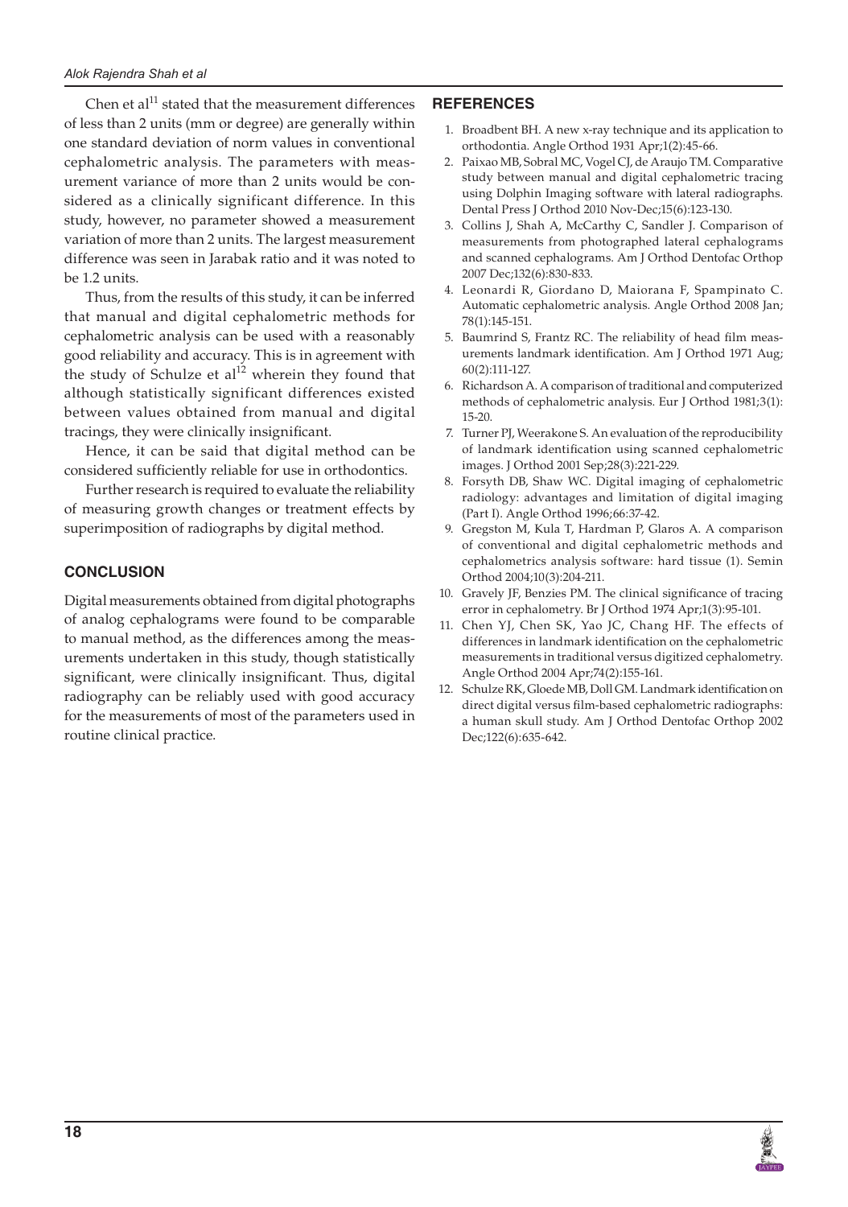Chen et al[11] stated that the measurement differences of less than 2 units (mm or degree) are generally within one standard deviation of norm values in conventional cephalometric analysis. The parameters with measurement variance of more than 2 units would be considered as a clinically significant difference. In this study, however, no parameter showed a measurement variation of more than 2 units. The largest measurement difference was seen in Jarabak ratio and it was noted to be 1.2 units.

Thus, from the results of this study, it can be inferred that manual and digital cephalometric methods for cephalometric analysis can be used with a reasonably good reliability and accuracy. This is in agreement with the study of Schulze et al[12] wherein they found that although statistically significant differences existed between values obtained from manual and digital tracings, they were clinically insignificant.

Hence, it can be said that digital method can be considered sufficiently reliable for use in orthodontics.

Further research is required to evaluate the reliability of measuring growth changes or treatment effects by superimposition of radiographs by digital method.

## CONCLUSION

Digital measurements obtained from digital photographs of analog cephalograms were found to be comparable to manual method, as the differences among the measurements undertaken in this study, though statistically significant, were clinically insignificant. Thus, digital radiography can be reliably used with good accuracy for the measurements of most of the parameters used in routine clinical practice.

## REFERENCES

1. Broadbent BH. A new x-ray technique and its application to orthodontia. Angle Orthod 1931 Apr;1(2):45-66.
2. Paixao MB, Sobral MC, Vogel CJ, de Araujo TM. Comparative study between manual and digital cephalometric tracing using Dolphin Imaging software with lateral radiographs. Dental Press J Orthod 2010 Nov-Dec;15(6):123-130.
3. Collins J, Shah A, McCarthy C, Sandler J. Comparison of measurements from photographed lateral cephalograms and scanned cephalograms. Am J Orthod Dentofac Orthop 2007 Dec;132(6):830-833.
4. Leonardi R, Giordano D, Maiorana F, Spampinato C. Automatic cephalometric analysis. Angle Orthod 2008 Jan; 78(1):145-151.
5. Baumrind S, Frantz RC. The reliability of head film measurements landmark identification. Am J Orthod 1971 Aug; 60(2):111-127.
6. Richardson A. A comparison of traditional and computerized methods of cephalometric analysis. Eur J Orthod 1981;3(1): 15-20.
7. Turner PJ, Weerakone S. An evaluation of the reproducibility of landmark identification using scanned cephalometric images. J Orthod 2001 Sep;28(3):221-229.
8. Forsyth DB, Shaw WC. Digital imaging of cephalometric radiology: advantages and limitation of digital imaging (Part I). Angle Orthod 1996;66:37-42.
9. Gregston M, Kula T, Hardman P, Glaros A. A comparison of conventional and digital cephalometric methods and cephalometrics analysis software: hard tissue (1). Semin Orthod 2004;10(3):204-211.
10. Gravely JF, Benzies PM. The clinical significance of tracing error in cephalometry. Br J Orthod 1974 Apr;1(3):95-101.
11. Chen YJ, Chen SK, Yao JC, Chang HF. The effects of differences in landmark identification on the cephalometric measurements in traditional versus digitized cephalometry. Angle Orthod 2004 Apr;74(2):155-161.
12. Schulze RK, Gloede MB, Doll GM. Landmark identification on direct digital versus film-based cephalometric radiographs: a human skull study. Am J Orthod Dentofac Orthop 2002 Dec;122(6):635-642.